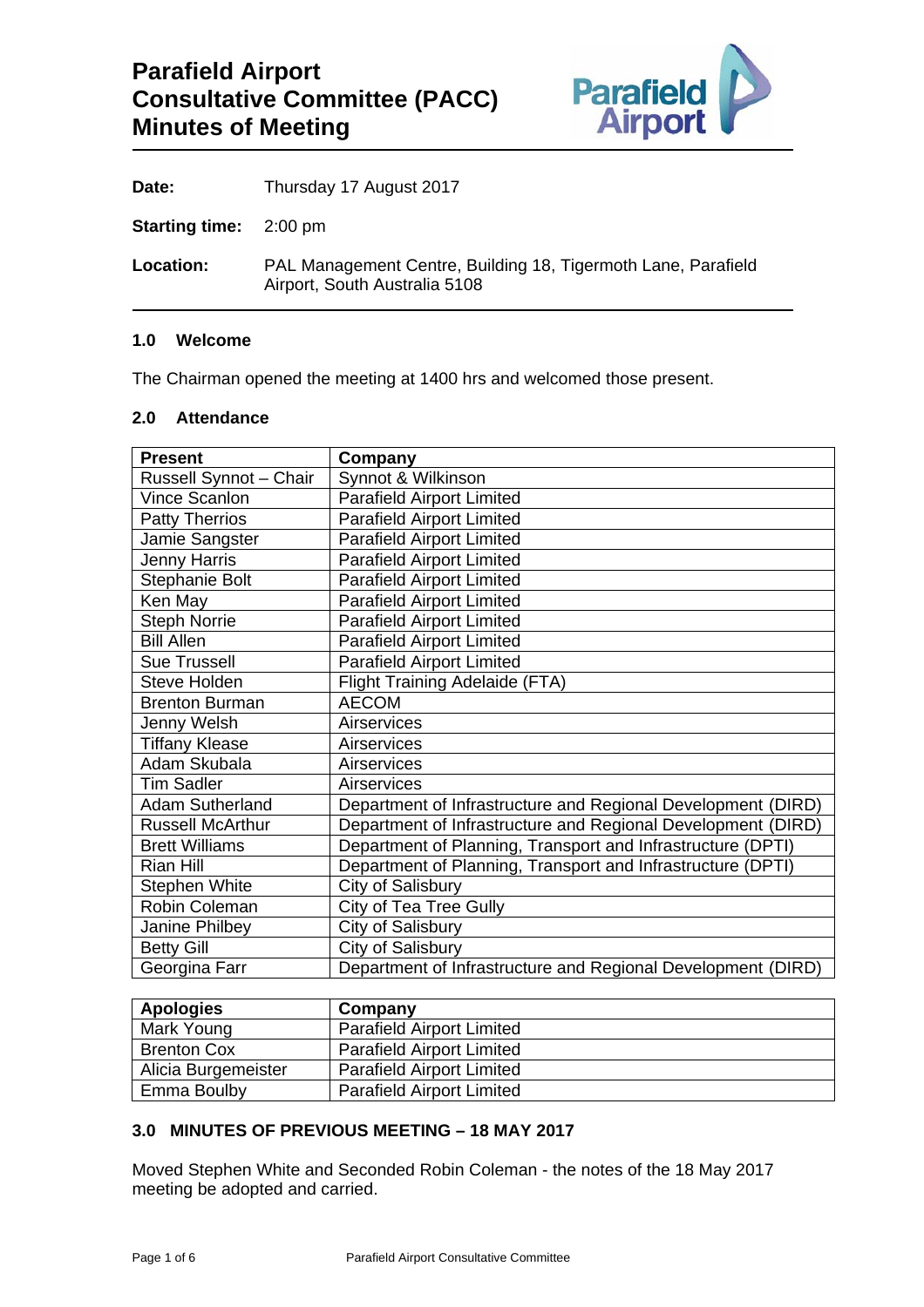# Parafield Airport Consultative Committee (PACC) Minutes of Meeting

**Date:** Thursday 17 August 2017

**Starting time:** 2:00 pm

**Location:** PAL Management Centre, Building 18, Tigermoth Lane, Parafield Airport, South Australia 5108

### 1.0 Welcome

The Chairman opened the meeting at 1400 hrs and welcomed those present.

### 2.0 Attendance

| Present | Company |
|---|---|
| Russell Synnot – Chair | Synnot & Wilkinson |
| Vince Scanlon | Parafield Airport Limited |
| Patty Therrios | Parafield Airport Limited |
| Jamie Sangster | Parafield Airport Limited |
| Jenny Harris | Parafield Airport Limited |
| Stephanie Bolt | Parafield Airport Limited |
| Ken May | Parafield Airport Limited |
| Steph Norrie | Parafield Airport Limited |
| Bill Allen | Parafield Airport Limited |
| Sue Trussell | Parafield Airport Limited |
| Steve Holden | Flight Training Adelaide (FTA) |
| Brenton Burman | AECOM |
| Jenny Welsh | Airservices |
| Tiffany Klease | Airservices |
| Adam Skubala | Airservices |
| Tim Sadler | Airservices |
| Adam Sutherland | Department of Infrastructure and Regional Development (DIRD) |
| Russell McArthur | Department of Infrastructure and Regional Development (DIRD) |
| Brett Williams | Department of Planning, Transport and Infrastructure (DPTI) |
| Rian Hill | Department of Planning, Transport and Infrastructure (DPTI) |
| Stephen White | City of Salisbury |
| Robin Coleman | City of Tea Tree Gully |
| Janine Philbey | City of Salisbury |
| Betty Gill | City of Salisbury |
| Georgina Farr | Department of Infrastructure and Regional Development (DIRD) |

| Apologies | Company |
|---|---|
| Mark Young | Parafield Airport Limited |
| Brenton Cox | Parafield Airport Limited |
| Alicia Burgemeister | Parafield Airport Limited |
| Emma Boulby | Parafield Airport Limited |

### 3.0 MINUTES OF PREVIOUS MEETING – 18 MAY 2017

Moved Stephen White and Seconded Robin Coleman - the notes of the 18 May 2017 meeting be adopted and carried.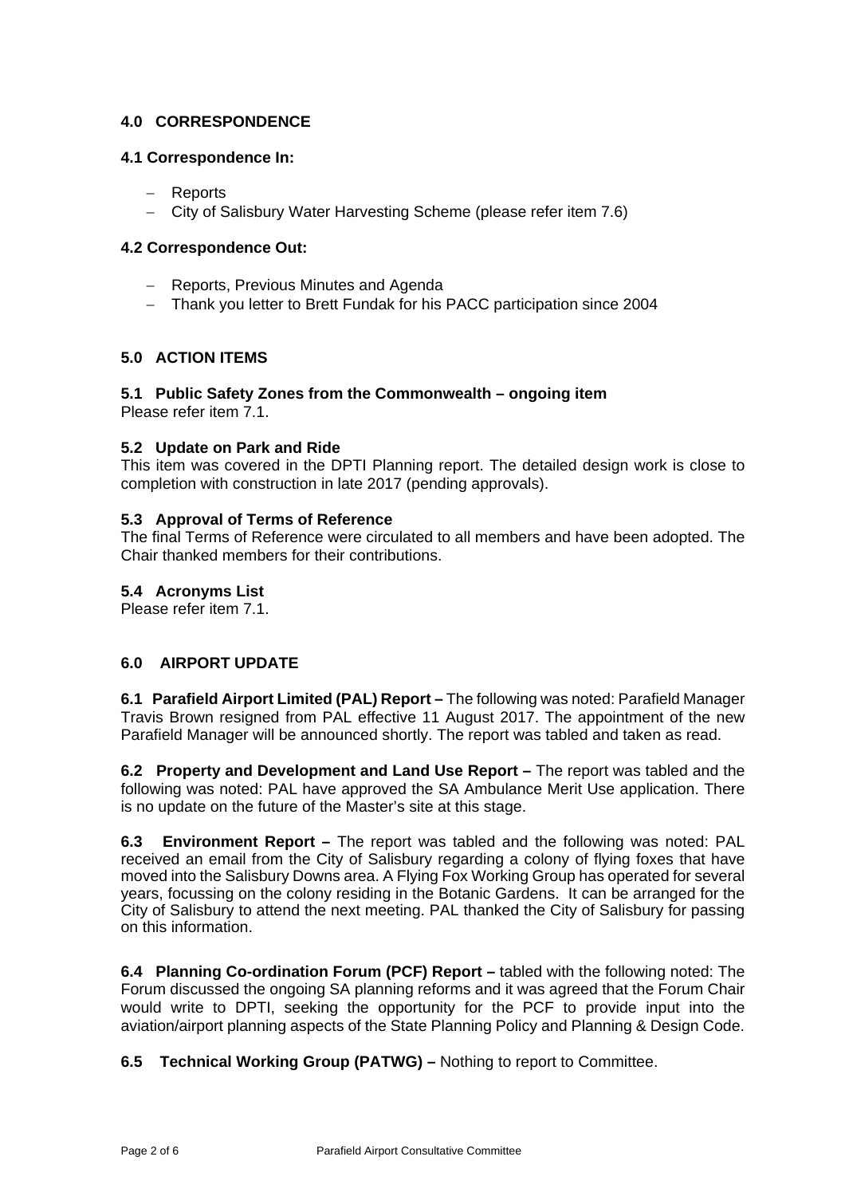## 4.0 CORRESPONDENCE

### 4.1 Correspondence In:

- Reports
- City of Salisbury Water Harvesting Scheme (please refer item 7.6)

### 4.2 Correspondence Out:

- Reports, Previous Minutes and Agenda
- Thank you letter to Brett Fundak for his PACC participation since 2004

## 5.0 ACTION ITEMS

### 5.1 Public Safety Zones from the Commonwealth – ongoing item

Please refer item 7.1.

### 5.2 Update on Park and Ride

This item was covered in the DPTI Planning report. The detailed design work is close to completion with construction in late 2017 (pending approvals).

### 5.3 Approval of Terms of Reference

The final Terms of Reference were circulated to all members and have been adopted. The Chair thanked members for their contributions.

### 5.4 Acronyms List

Please refer item 7.1.

## 6.0 AIRPORT UPDATE

**6.1 Parafield Airport Limited (PAL) Report –** The following was noted: Parafield Manager Travis Brown resigned from PAL effective 11 August 2017. The appointment of the new Parafield Manager will be announced shortly. The report was tabled and taken as read.

**6.2 Property and Development and Land Use Report –** The report was tabled and the following was noted: PAL have approved the SA Ambulance Merit Use application. There is no update on the future of the Master's site at this stage.

**6.3 Environment Report –** The report was tabled and the following was noted: PAL received an email from the City of Salisbury regarding a colony of flying foxes that have moved into the Salisbury Downs area. A Flying Fox Working Group has operated for several years, focussing on the colony residing in the Botanic Gardens. It can be arranged for the City of Salisbury to attend the next meeting. PAL thanked the City of Salisbury for passing on this information.

**6.4 Planning Co-ordination Forum (PCF) Report –** tabled with the following noted: The Forum discussed the ongoing SA planning reforms and it was agreed that the Forum Chair would write to DPTI, seeking the opportunity for the PCF to provide input into the aviation/airport planning aspects of the State Planning Policy and Planning & Design Code.

**6.5 Technical Working Group (PATWG) –** Nothing to report to Committee.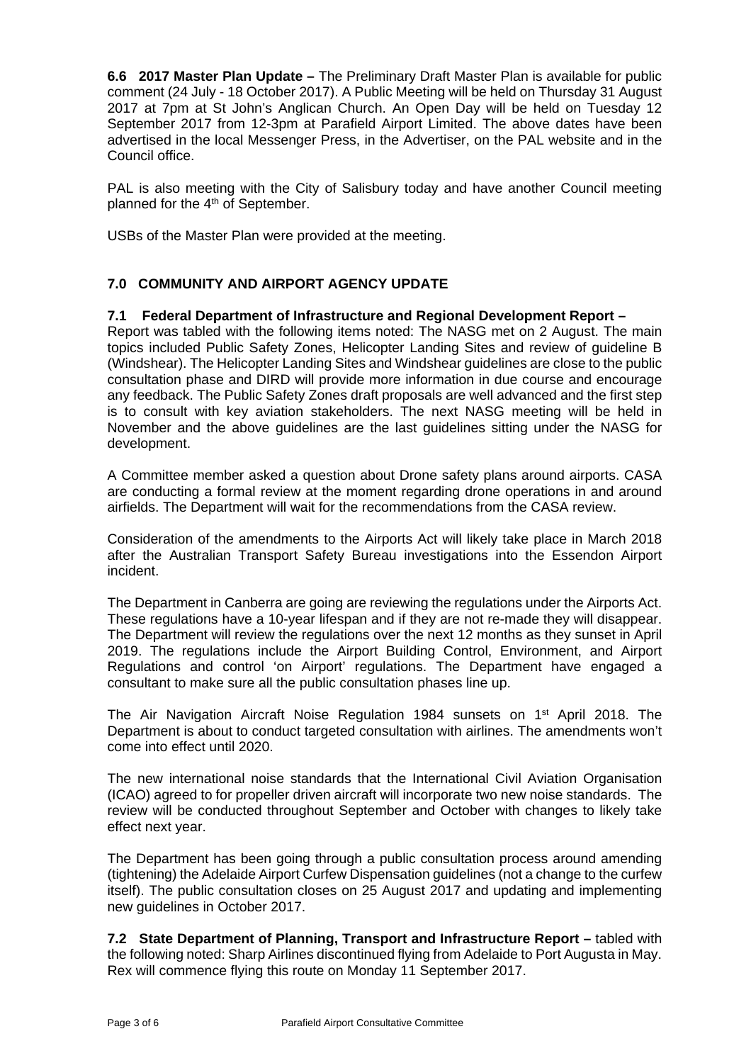**6.6 2017 Master Plan Update –** The Preliminary Draft Master Plan is available for public comment (24 July - 18 October 2017). A Public Meeting will be held on Thursday 31 August 2017 at 7pm at St John's Anglican Church. An Open Day will be held on Tuesday 12 September 2017 from 12-3pm at Parafield Airport Limited. The above dates have been advertised in the local Messenger Press, in the Advertiser, on the PAL website and in the Council office.

PAL is also meeting with the City of Salisbury today and have another Council meeting planned for the 4th of September.

USBs of the Master Plan were provided at the meeting.

## 7.0 COMMUNITY AND AIRPORT AGENCY UPDATE

**7.1 Federal Department of Infrastructure and Regional Development Report –**
Report was tabled with the following items noted: The NASG met on 2 August. The main topics included Public Safety Zones, Helicopter Landing Sites and review of guideline B (Windshear). The Helicopter Landing Sites and Windshear guidelines are close to the public consultation phase and DIRD will provide more information in due course and encourage any feedback. The Public Safety Zones draft proposals are well advanced and the first step is to consult with key aviation stakeholders. The next NASG meeting will be held in November and the above guidelines are the last guidelines sitting under the NASG for development.

A Committee member asked a question about Drone safety plans around airports. CASA are conducting a formal review at the moment regarding drone operations in and around airfields. The Department will wait for the recommendations from the CASA review.

Consideration of the amendments to the Airports Act will likely take place in March 2018 after the Australian Transport Safety Bureau investigations into the Essendon Airport incident.

The Department in Canberra are going are reviewing the regulations under the Airports Act. These regulations have a 10-year lifespan and if they are not re-made they will disappear. The Department will review the regulations over the next 12 months as they sunset in April 2019. The regulations include the Airport Building Control, Environment, and Airport Regulations and control 'on Airport' regulations. The Department have engaged a consultant to make sure all the public consultation phases line up.

The Air Navigation Aircraft Noise Regulation 1984 sunsets on 1st April 2018. The Department is about to conduct targeted consultation with airlines. The amendments won't come into effect until 2020.

The new international noise standards that the International Civil Aviation Organisation (ICAO) agreed to for propeller driven aircraft will incorporate two new noise standards. The review will be conducted throughout September and October with changes to likely take effect next year.

The Department has been going through a public consultation process around amending (tightening) the Adelaide Airport Curfew Dispensation guidelines (not a change to the curfew itself). The public consultation closes on 25 August 2017 and updating and implementing new guidelines in October 2017.

**7.2 State Department of Planning, Transport and Infrastructure Report –** tabled with the following noted: Sharp Airlines discontinued flying from Adelaide to Port Augusta in May. Rex will commence flying this route on Monday 11 September 2017.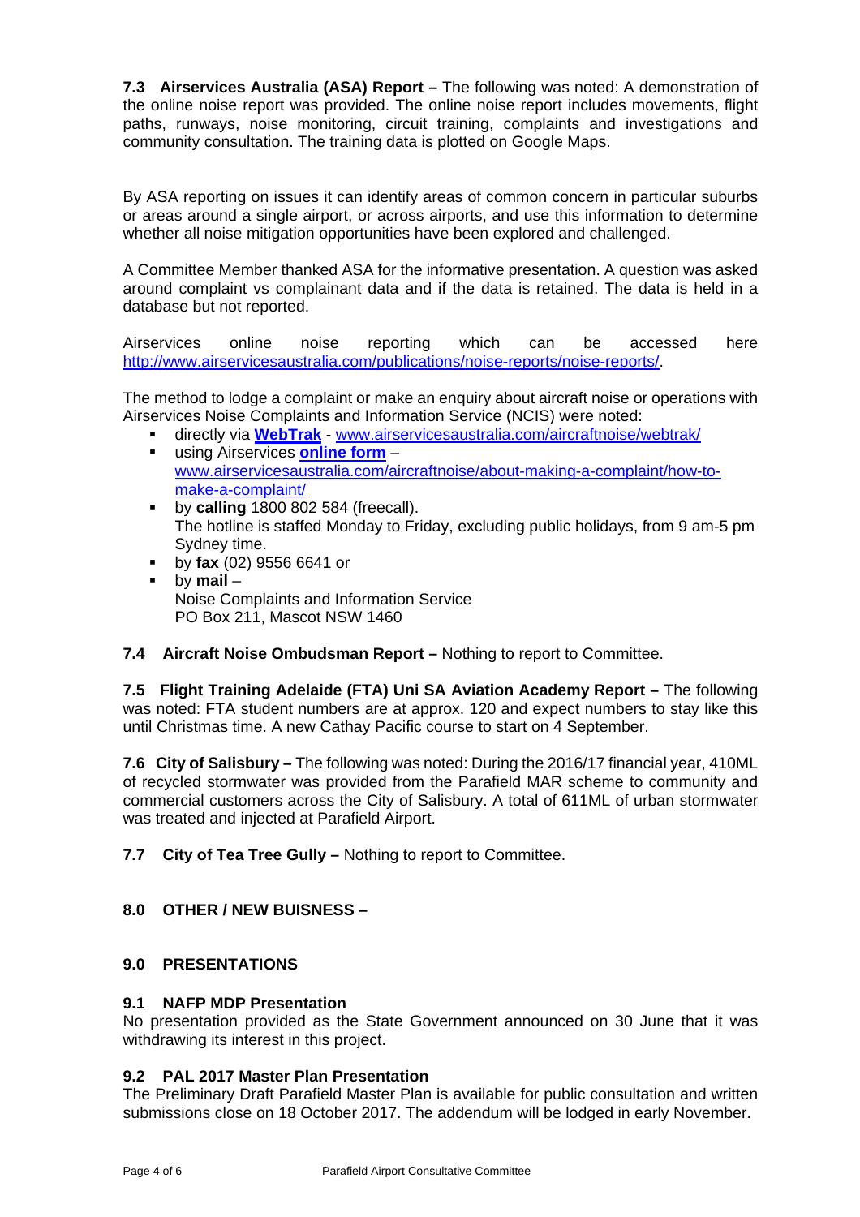**7.3 Airservices Australia (ASA) Report –** The following was noted: A demonstration of the online noise report was provided. The online noise report includes movements, flight paths, runways, noise monitoring, circuit training, complaints and investigations and community consultation. The training data is plotted on Google Maps.

By ASA reporting on issues it can identify areas of common concern in particular suburbs or areas around a single airport, or across airports, and use this information to determine whether all noise mitigation opportunities have been explored and challenged.

A Committee Member thanked ASA for the informative presentation. A question was asked around complaint vs complainant data and if the data is retained. The data is held in a database but not reported.

Airservices online noise reporting which can be accessed here [http://www.airservicesaustralia.com/publications/noise-reports/noise-reports/](http://www.airservicesaustralia.com/publications/noise-reports/noise-reports/).

The method to lodge a complaint or make an enquiry about aircraft noise or operations with Airservices Noise Complaints and Information Service (NCIS) were noted:

- directly via **WebTrak** - [www.airservicesaustralia.com/aircraftnoise/webtrak/](http://www.airservicesaustralia.com/aircraftnoise/webtrak/)
- using Airservices **online form** – [www.airservicesaustralia.com/aircraftnoise/about-making-a-complaint/how-to-make-a-complaint/](http://www.airservicesaustralia.com/aircraftnoise/about-making-a-complaint/how-to-make-a-complaint/)
- by **calling** 1800 802 584 (freecall).
  The hotline is staffed Monday to Friday, excluding public holidays, from 9 am-5 pm Sydney time.
- by **fax** (02) 9556 6641 or
- by **mail** –
  Noise Complaints and Information Service
  PO Box 211, Mascot NSW 1460

**7.4 Aircraft Noise Ombudsman Report –** Nothing to report to Committee.

**7.5 Flight Training Adelaide (FTA) Uni SA Aviation Academy Report –** The following was noted: FTA student numbers are at approx. 120 and expect numbers to stay like this until Christmas time. A new Cathay Pacific course to start on 4 September.

**7.6 City of Salisbury –** The following was noted: During the 2016/17 financial year, 410ML of recycled stormwater was provided from the Parafield MAR scheme to community and commercial customers across the City of Salisbury. A total of 611ML of urban stormwater was treated and injected at Parafield Airport.

**7.7 City of Tea Tree Gully –** Nothing to report to Committee.

## 8.0 OTHER / NEW BUISNESS –

## 9.0 PRESENTATIONS

### 9.1 NAFP MDP Presentation

No presentation provided as the State Government announced on 30 June that it was withdrawing its interest in this project.

### 9.2 PAL 2017 Master Plan Presentation

The Preliminary Draft Parafield Master Plan is available for public consultation and written submissions close on 18 October 2017. The addendum will be lodged in early November.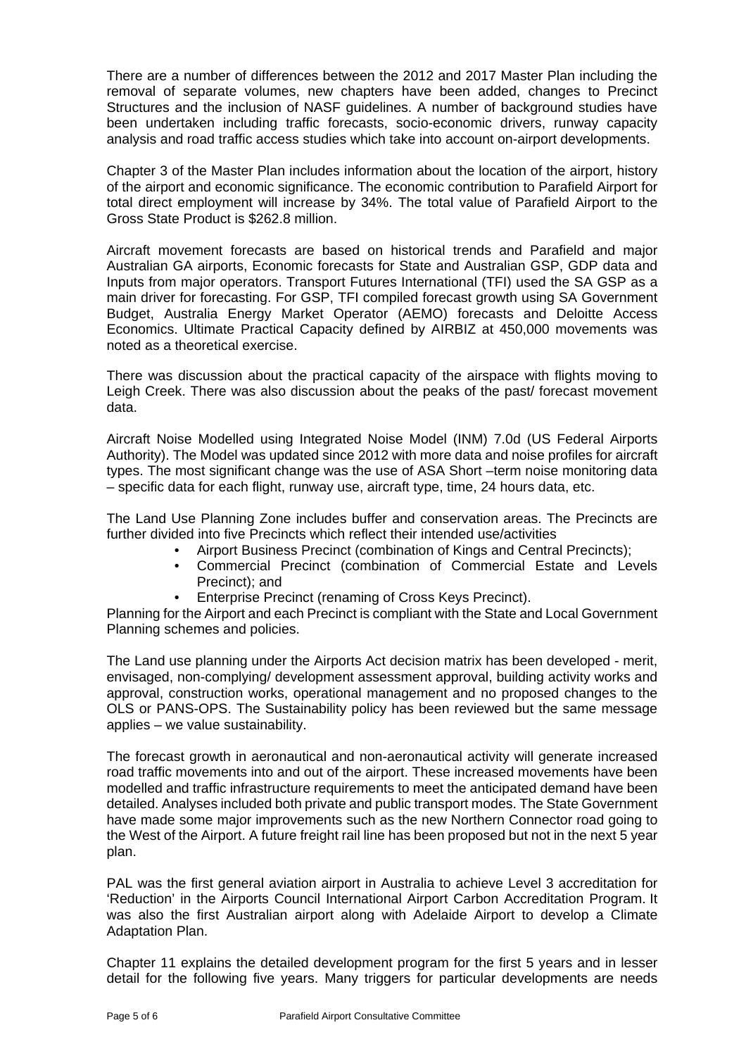There are a number of differences between the 2012 and 2017 Master Plan including the removal of separate volumes, new chapters have been added, changes to Precinct Structures and the inclusion of NASF guidelines. A number of background studies have been undertaken including traffic forecasts, socio-economic drivers, runway capacity analysis and road traffic access studies which take into account on-airport developments.

Chapter 3 of the Master Plan includes information about the location of the airport, history of the airport and economic significance. The economic contribution to Parafield Airport for total direct employment will increase by 34%. The total value of Parafield Airport to the Gross State Product is $262.8 million.

Aircraft movement forecasts are based on historical trends and Parafield and major Australian GA airports, Economic forecasts for State and Australian GSP, GDP data and Inputs from major operators. Transport Futures International (TFI) used the SA GSP as a main driver for forecasting. For GSP, TFI compiled forecast growth using SA Government Budget, Australia Energy Market Operator (AEMO) forecasts and Deloitte Access Economics. Ultimate Practical Capacity defined by AIRBIZ at 450,000 movements was noted as a theoretical exercise.

There was discussion about the practical capacity of the airspace with flights moving to Leigh Creek. There was also discussion about the peaks of the past/ forecast movement data.

Aircraft Noise Modelled using Integrated Noise Model (INM) 7.0d (US Federal Airports Authority). The Model was updated since 2012 with more data and noise profiles for aircraft types. The most significant change was the use of ASA Short –term noise monitoring data – specific data for each flight, runway use, aircraft type, time, 24 hours data, etc.

The Land Use Planning Zone includes buffer and conservation areas. The Precincts are further divided into five Precincts which reflect their intended use/activities

- Airport Business Precinct (combination of Kings and Central Precincts);
- Commercial Precinct (combination of Commercial Estate and Levels Precinct); and
- Enterprise Precinct (renaming of Cross Keys Precinct).

Planning for the Airport and each Precinct is compliant with the State and Local Government Planning schemes and policies.

The Land use planning under the Airports Act decision matrix has been developed - merit, envisaged, non-complying/ development assessment approval, building activity works and approval, construction works, operational management and no proposed changes to the OLS or PANS-OPS. The Sustainability policy has been reviewed but the same message applies – we value sustainability.

The forecast growth in aeronautical and non-aeronautical activity will generate increased road traffic movements into and out of the airport. These increased movements have been modelled and traffic infrastructure requirements to meet the anticipated demand have been detailed. Analyses included both private and public transport modes. The State Government have made some major improvements such as the new Northern Connector road going to the West of the Airport. A future freight rail line has been proposed but not in the next 5 year plan.

PAL was the first general aviation airport in Australia to achieve Level 3 accreditation for 'Reduction' in the Airports Council International Airport Carbon Accreditation Program. It was also the first Australian airport along with Adelaide Airport to develop a Climate Adaptation Plan.

Chapter 11 explains the detailed development program for the first 5 years and in lesser detail for the following five years. Many triggers for particular developments are needs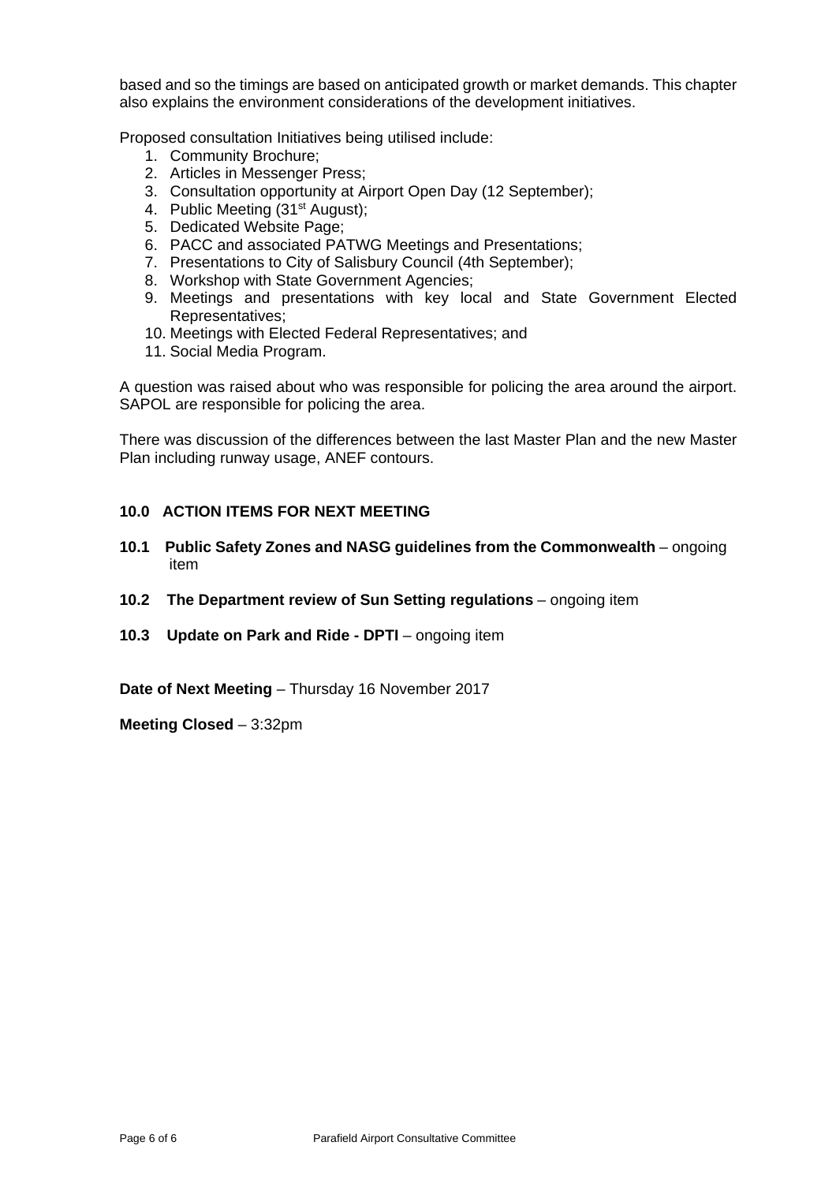based and so the timings are based on anticipated growth or market demands. This chapter also explains the environment considerations of the development initiatives.

Proposed consultation Initiatives being utilised include:

1. Community Brochure;
2. Articles in Messenger Press;
3. Consultation opportunity at Airport Open Day (12 September);
4. Public Meeting (31st August);
5. Dedicated Website Page;
6. PACC and associated PATWG Meetings and Presentations;
7. Presentations to City of Salisbury Council (4th September);
8. Workshop with State Government Agencies;
9. Meetings and presentations with key local and State Government Elected Representatives;
10. Meetings with Elected Federal Representatives; and
11. Social Media Program.

A question was raised about who was responsible for policing the area around the airport. SAPOL are responsible for policing the area.

There was discussion of the differences between the last Master Plan and the new Master Plan including runway usage, ANEF contours.

## 10.0 ACTION ITEMS FOR NEXT MEETING

**10.1 Public Safety Zones and NASG guidelines from the Commonwealth** – ongoing item

**10.2 The Department review of Sun Setting regulations** – ongoing item

**10.3 Update on Park and Ride - DPTI** – ongoing item

**Date of Next Meeting** – Thursday 16 November 2017

**Meeting Closed** – 3:32pm